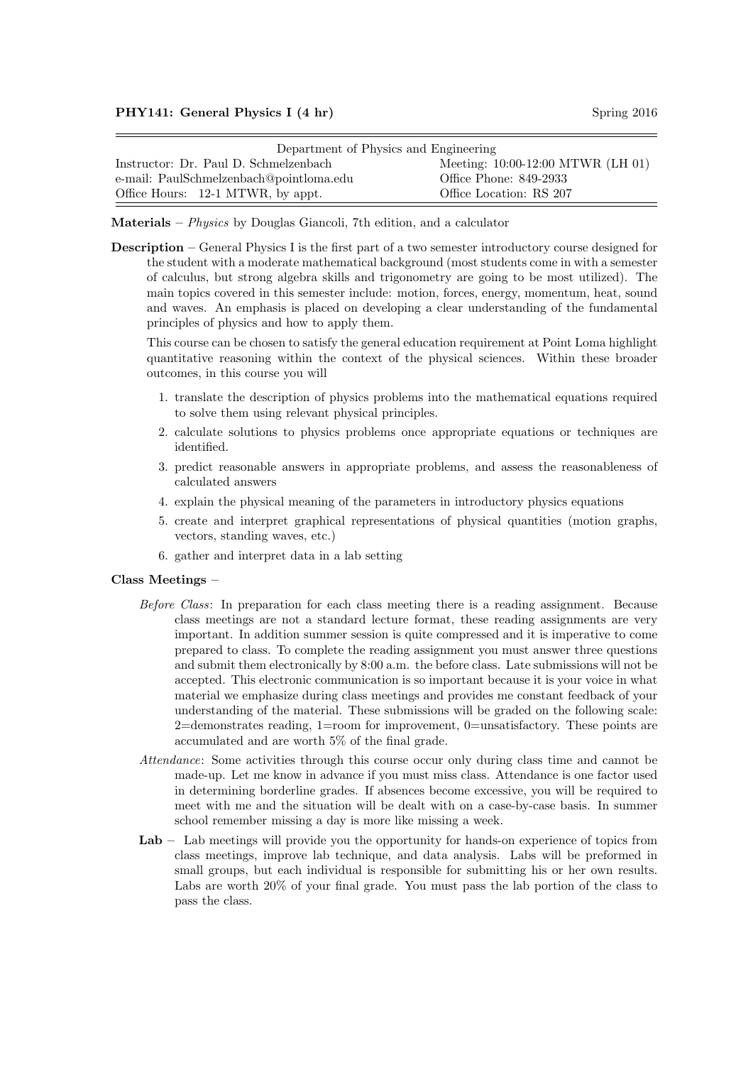**PHY141: General Physics I (4 hr)** Spring 2016

| Department of Physics and Engineering | |
|---|---|
| Instructor: Dr. Paul D. Schmelzenbach | Meeting: 10:00-12:00 MTWR (LH 01) |
| e-mail: PaulSchmelzenbach@pointloma.edu | Office Phone: 849-2933 |
| Office Hours: 12-1 MTWR, by appt. | Office Location: RS 207 |

**Materials** – *Physics* by Douglas Giancoli, 7th edition, and a calculator

**Description** – General Physics I is the first part of a two semester introductory course designed for the student with a moderate mathematical background (most students come in with a semester of calculus, but strong algebra skills and trigonometry are going to be most utilized). The main topics covered in this semester include: motion, forces, energy, momentum, heat, sound and waves. An emphasis is placed on developing a clear understanding of the fundamental principles of physics and how to apply them.

This course can be chosen to satisfy the general education requirement at Point Loma highlight quantitative reasoning within the context of the physical sciences. Within these broader outcomes, in this course you will

1. translate the description of physics problems into the mathematical equations required to solve them using relevant physical principles.
2. calculate solutions to physics problems once appropriate equations or techniques are identified.
3. predict reasonable answers in appropriate problems, and assess the reasonableness of calculated answers
4. explain the physical meaning of the parameters in introductory physics equations
5. create and interpret graphical representations of physical quantities (motion graphs, vectors, standing waves, etc.)
6. gather and interpret data in a lab setting

**Class Meetings** –

*Before Class*: In preparation for each class meeting there is a reading assignment. Because class meetings are not a standard lecture format, these reading assignments are very important. In addition summer session is quite compressed and it is imperative to come prepared to class. To complete the reading assignment you must answer three questions and submit them electronically by 8:00 a.m. the before class. Late submissions will not be accepted. This electronic communication is so important because it is your voice in what material we emphasize during class meetings and provides me constant feedback of your understanding of the material. These submissions will be graded on the following scale: 2=demonstrates reading, 1=room for improvement, 0=unsatisfactory. These points are accumulated and are worth 5% of the final grade.

*Attendance*: Some activities through this course occur only during class time and cannot be made-up. Let me know in advance if you must miss class. Attendance is one factor used in determining borderline grades. If absences become excessive, you will be required to meet with me and the situation will be dealt with on a case-by-case basis. In summer school remember missing a day is more like missing a week.

**Lab** – Lab meetings will provide you the opportunity for hands-on experience of topics from class meetings, improve lab technique, and data analysis. Labs will be preformed in small groups, but each individual is responsible for submitting his or her own results. Labs are worth 20% of your final grade. You must pass the lab portion of the class to pass the class.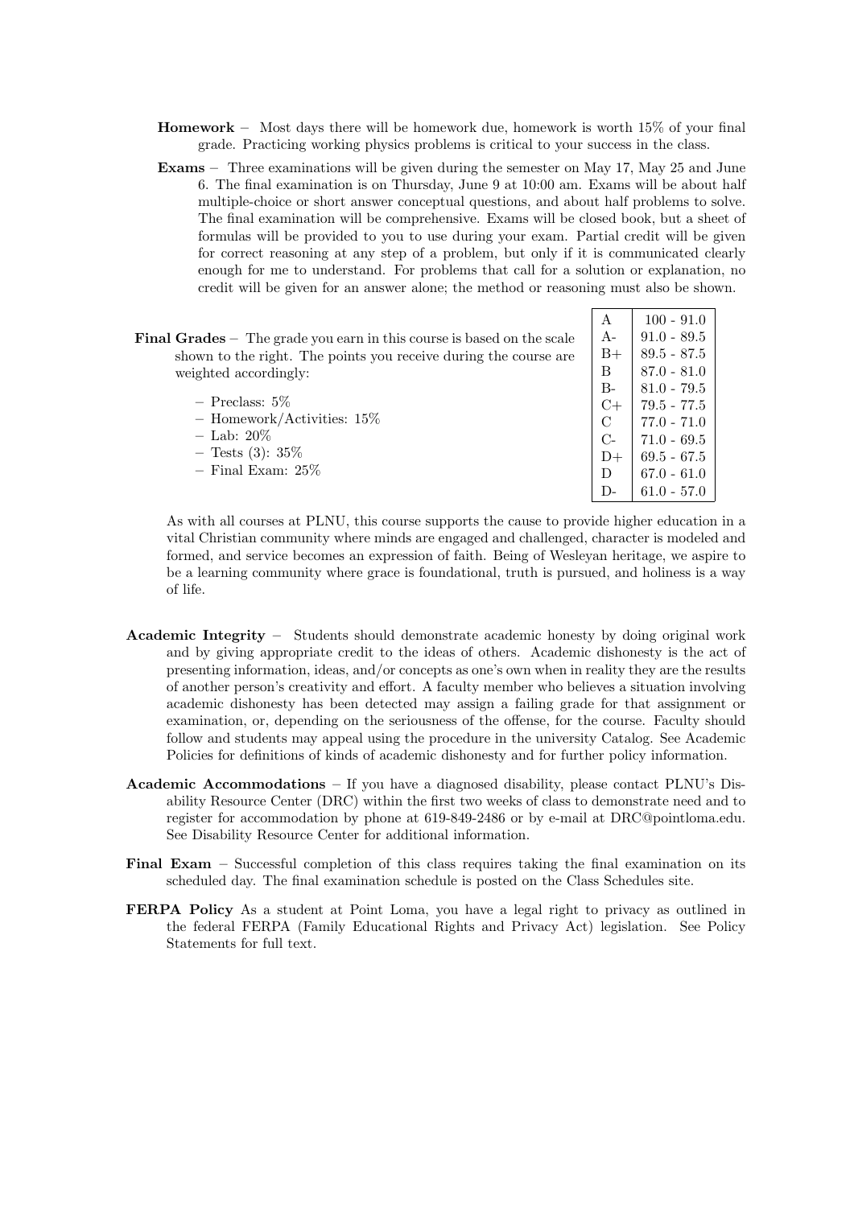- **Homework** – Most days there will be homework due, homework is worth 15% of your final grade. Practicing working physics problems is critical to your success in the class.
- **Exams** – Three examinations will be given during the semester on May 17, May 25 and June 6. The final examination is on Thursday, June 9 at 10:00 am. Exams will be about half multiple-choice or short answer conceptual questions, and about half problems to solve. The final examination will be comprehensive. Exams will be closed book, but a sheet of formulas will be provided to you to use during your exam. Partial credit will be given for correct reasoning at any step of a problem, but only if it is communicated clearly enough for me to understand. For problems that call for a solution or explanation, no credit will be given for an answer alone; the method or reasoning must also be shown.

**Final Grades** – The grade you earn in this course is based on the scale shown to the right. The points you receive during the course are weighted accordingly:

- Preclass: 5%
- Homework/Activities: 15%
- Lab: 20%
- Tests (3): 35%
- Final Exam: 25%

| Grade | Range |
|---|---|
| A | 100 - 91.0 |
| A- | 91.0 - 89.5 |
| B+ | 89.5 - 87.5 |
| B | 87.0 - 81.0 |
| B- | 81.0 - 79.5 |
| C+ | 79.5 - 77.5 |
| C | 77.0 - 71.0 |
| C- | 71.0 - 69.5 |
| D+ | 69.5 - 67.5 |
| D | 67.0 - 61.0 |
| D- | 61.0 - 57.0 |

As with all courses at PLNU, this course supports the cause to provide higher education in a vital Christian community where minds are engaged and challenged, character is modeled and formed, and service becomes an expression of faith. Being of Wesleyan heritage, we aspire to be a learning community where grace is foundational, truth is pursued, and holiness is a way of life.

**Academic Integrity** – Students should demonstrate academic honesty by doing original work and by giving appropriate credit to the ideas of others. Academic dishonesty is the act of presenting information, ideas, and/or concepts as one's own when in reality they are the results of another person's creativity and effort. A faculty member who believes a situation involving academic dishonesty has been detected may assign a failing grade for that assignment or examination, or, depending on the seriousness of the offense, for the course. Faculty should follow and students may appeal using the procedure in the university Catalog. See Academic Policies for definitions of kinds of academic dishonesty and for further policy information.

**Academic Accommodations** – If you have a diagnosed disability, please contact PLNU's Disability Resource Center (DRC) within the first two weeks of class to demonstrate need and to register for accommodation by phone at 619-849-2486 or by e-mail at DRC@pointloma.edu. See Disability Resource Center for additional information.

**Final Exam** – Successful completion of this class requires taking the final examination on its scheduled day. The final examination schedule is posted on the Class Schedules site.

**FERPA Policy** As a student at Point Loma, you have a legal right to privacy as outlined in the federal FERPA (Family Educational Rights and Privacy Act) legislation. See Policy Statements for full text.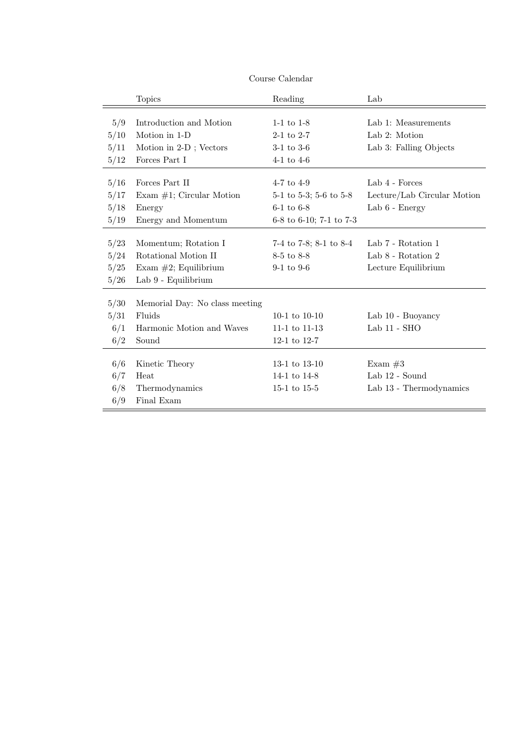Course Calendar

| | Topics | Reading | Lab |
|---|---|---|---|
| 5/9 | Introduction and Motion | 1-1 to 1-8 | Lab 1: Measurements |
| 5/10 | Motion in 1-D | 2-1 to 2-7 | Lab 2: Motion |
| 5/11 | Motion in 2-D ; Vectors | 3-1 to 3-6 | Lab 3: Falling Objects |
| 5/12 | Forces Part I | 4-1 to 4-6 | |
| 5/16 | Forces Part II | 4-7 to 4-9 | Lab 4 - Forces |
| 5/17 | Exam #1; Circular Motion | 5-1 to 5-3; 5-6 to 5-8 | Lecture/Lab Circular Motion |
| 5/18 | Energy | 6-1 to 6-8 | Lab 6 - Energy |
| 5/19 | Energy and Momentum | 6-8 to 6-10; 7-1 to 7-3 | |
| 5/23 | Momentum; Rotation I | 7-4 to 7-8; 8-1 to 8-4 | Lab 7 - Rotation 1 |
| 5/24 | Rotational Motion II | 8-5 to 8-8 | Lab 8 - Rotation 2 |
| 5/25 | Exam #2; Equilibrium | 9-1 to 9-6 | Lecture Equilibrium |
| 5/26 | Lab 9 - Equilibrium | | |
| 5/30 | Memorial Day: No class meeting | | |
| 5/31 | Fluids | 10-1 to 10-10 | Lab 10 - Buoyancy |
| 6/1 | Harmonic Motion and Waves | 11-1 to 11-13 | Lab 11 - SHO |
| 6/2 | Sound | 12-1 to 12-7 | |
| 6/6 | Kinetic Theory | 13-1 to 13-10 | Exam #3 |
| 6/7 | Heat | 14-1 to 14-8 | Lab 12 - Sound |
| 6/8 | Thermodynamics | 15-1 to 15-5 | Lab 13 - Thermodynamics |
| 6/9 | Final Exam | | |